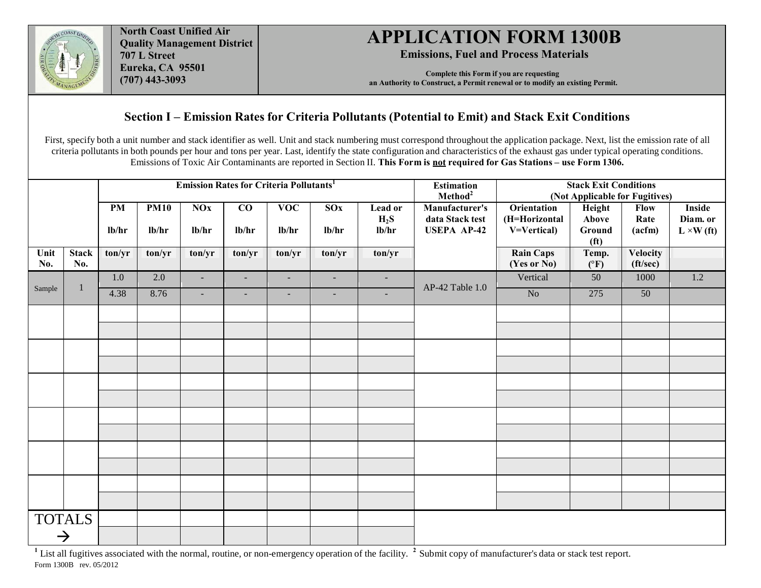North Coast Unified Air Quality Management District
707 L Street
Eureka, CA 95501
(707) 443-3093

# APPLICATION FORM 1300B

**Emissions, Fuel and Process Materials**

**Complete this Form if you are requesting an Authority to Construct, a Permit renewal or to modify an existing Permit.**

## Section I – Emission Rates for Criteria Pollutants (Potential to Emit) and Stack Exit Conditions

First, specify both a unit number and stack identifier as well. Unit and stack numbering must correspond throughout the application package. Next, list the emission rate of all criteria pollutants in both pounds per hour and tons per year. Last, identify the state configuration and characteristics of the exhaust gas under typical operating conditions. Emissions of Toxic Air Contaminants are reported in Section II. **This Form is not required for Gas Stations – use Form 1306.**

| | | Emission Rates for Criteria Pollutants[1] | | | | | | | Estimation Method[2] | Stack Exit Conditions (Not Applicable for Fugitives) | | | |
|---|---|---|---|---|---|---|---|---|---|---|---|---|---|
| | | PM lb/hr | PM10 lb/hr | NOx lb/hr | CO lb/hr | VOC lb/hr | SOx lb/hr | Lead or $H_2S$ lb/hr | Manufacturer's data Stack test USEPA AP-42 | Orientation (H=Horizontal V=Vertical) | Height Above Ground (ft) | Flow Rate (acfm) | Inside Diam. or L ×W (ft) |
| Unit No. | Stack No. | ton/yr | ton/yr | ton/yr | ton/yr | ton/yr | ton/yr | ton/yr | | Rain Caps (Yes or No) | Temp. (°F) | Velocity (ft/sec) | |
| Sample | 1 | 1.0 | 2.0 | - | - | - | - | - | AP-42 Table 1.0 | Vertical | 50 | 1000 | 1.2 |
| | | 4.38 | 8.76 | - | - | - | - | - | | No | 275 | 50 | |
| | | | | | | | | | | | | | |
| | | | | | | | | | | | | | |
| | | | | | | | | | | | | | |
| | | | | | | | | | | | | | |
| | | | | | | | | | | | | | |
| | | | | | | | | | | | | | |
| | | | | | | | | | | | | | |
| | | | | | | | | | | | | | |
| | | | | | | | | | | | | | |
| | | | | | | | | | | | | | |
| | | | | | | | | | | | | | |
| | | | | | | | | | | | | | |
| TOTALS → | | | | | | | | | | | | | |
| | | | | | | | | | | | | | |

[1] List all fugitives associated with the normal, routine, or non-emergency operation of the facility. [2] Submit copy of manufacturer's data or stack test report.

Form 1300B rev. 05/2012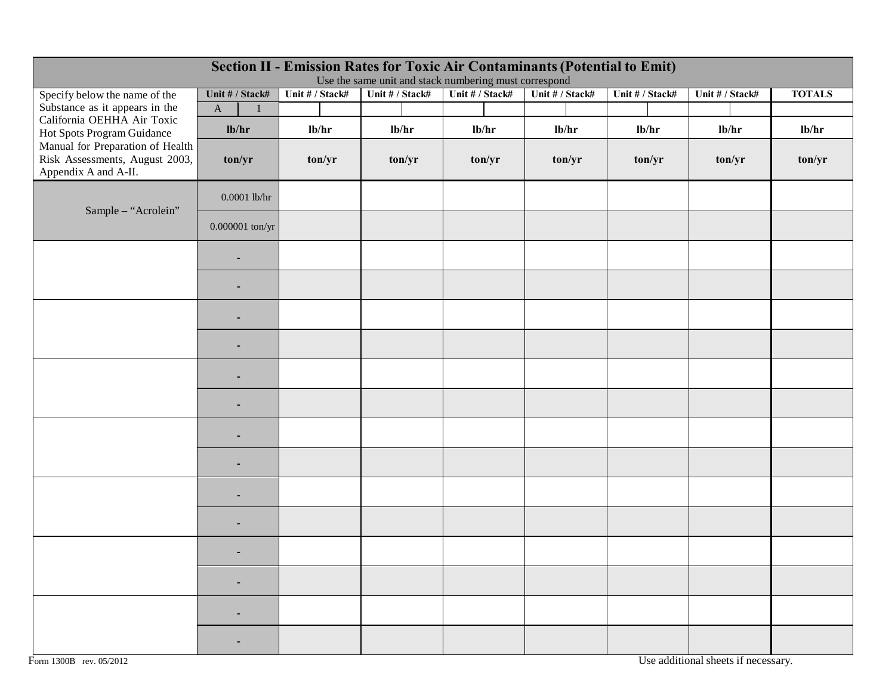## Section II - Emission Rates for Toxic Air Contaminants (Potential to Emit)

Use the same unit and stack numbering must correspond

| Specify below the name of the Substance as it appears in the California OEHHA Air Toxic Hot Spots Program Guidance Manual for Preparation of Health Risk Assessments, August 2003, Appendix A and A-II. | Unit # / Stack# | | Unit # / Stack# | | Unit # / Stack# | | Unit # / Stack# | | Unit # / Stack# | | Unit # / Stack# | | Unit # / Stack# | | TOTALS |
|---|---|---|---|---|---|---|---|---|---|---|---|---|---|---|---|
| | A | 1 | | | | | | | | | | | | | |
| | **lb/hr** | | **lb/hr** | | **lb/hr** | | **lb/hr** | | **lb/hr** | | **lb/hr** | | **lb/hr** | | **lb/hr** |
| | **ton/yr** | | **ton/yr** | | **ton/yr** | | **ton/yr** | | **ton/yr** | | **ton/yr** | | **ton/yr** | | **ton/yr** |
| Sample – "Acrolein" | 0.0001 lb/hr | | | | | | | | | | | | | | |
| | 0.000001 ton/yr | | | | | | | | | | | | | | |
| | - | | | | | | | | | | | | | | |
| | - | | | | | | | | | | | | | | |
| | - | | | | | | | | | | | | | | |
| | - | | | | | | | | | | | | | | |
| | - | | | | | | | | | | | | | | |
| | - | | | | | | | | | | | | | | |
| | - | | | | | | | | | | | | | | |
| | - | | | | | | | | | | | | | | |
| | - | | | | | | | | | | | | | | |
| | - | | | | | | | | | | | | | | |
| | - | | | | | | | | | | | | | | |
| | - | | | | | | | | | | | | | | |
| | - | | | | | | | | | | | | | | |
| | - | | | | | | | | | | | | | | |

Form 1300B rev. 05/2012

Use additional sheets if necessary.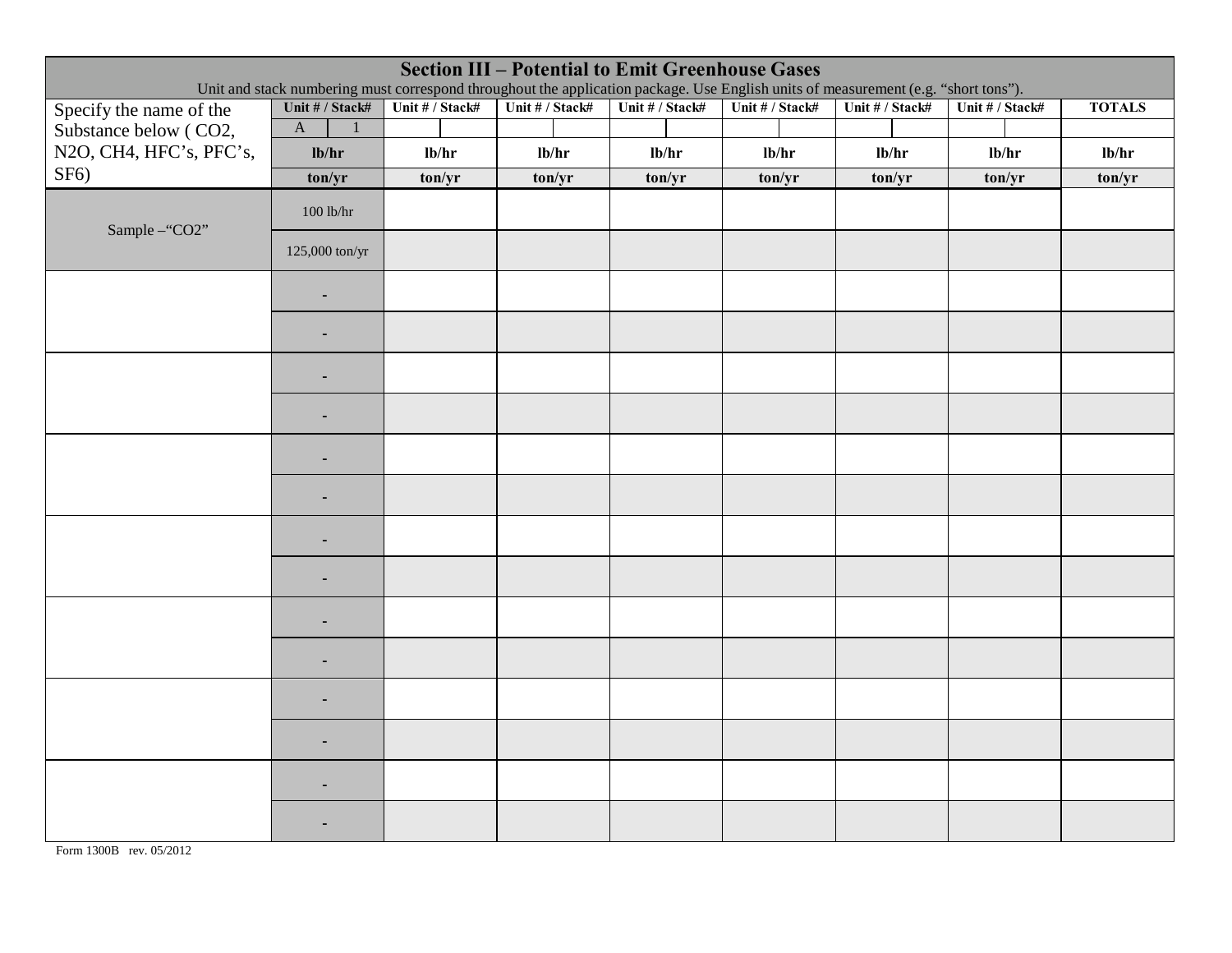## Section III – Potential to Emit Greenhouse Gases

Unit and stack numbering must correspond throughout the application package. Use English units of measurement (e.g. "short tons").

| Specify the name of the Substance below ( CO2, N2O, CH4, HFC's, PFC's, SF6) | Unit # / Stack# | Unit # / Stack# | Unit # / Stack# | Unit # / Stack# | Unit # / Stack# | Unit # / Stack# | Unit # / Stack# | TOTALS |
|---|---|---|---|---|---|---|---|---|
| | A / 1 | | | | | | | |
| | lb/hr | lb/hr | lb/hr | lb/hr | lb/hr | lb/hr | lb/hr | lb/hr |
| | ton/yr | ton/yr | ton/yr | ton/yr | ton/yr | ton/yr | ton/yr | ton/yr |
| Sample –"CO2" | 100 lb/hr | | | | | | | |
| | 125,000 ton/yr | | | | | | | |
| | - | | | | | | | |
| | - | | | | | | | |
| | - | | | | | | | |
| | - | | | | | | | |
| | - | | | | | | | |
| | - | | | | | | | |
| | - | | | | | | | |
| | - | | | | | | | |
| | - | | | | | | | |
| | - | | | | | | | |
| | - | | | | | | | |
| | - | | | | | | | |
| | - | | | | | | | |
| | - | | | | | | | |

Form 1300B rev. 05/2012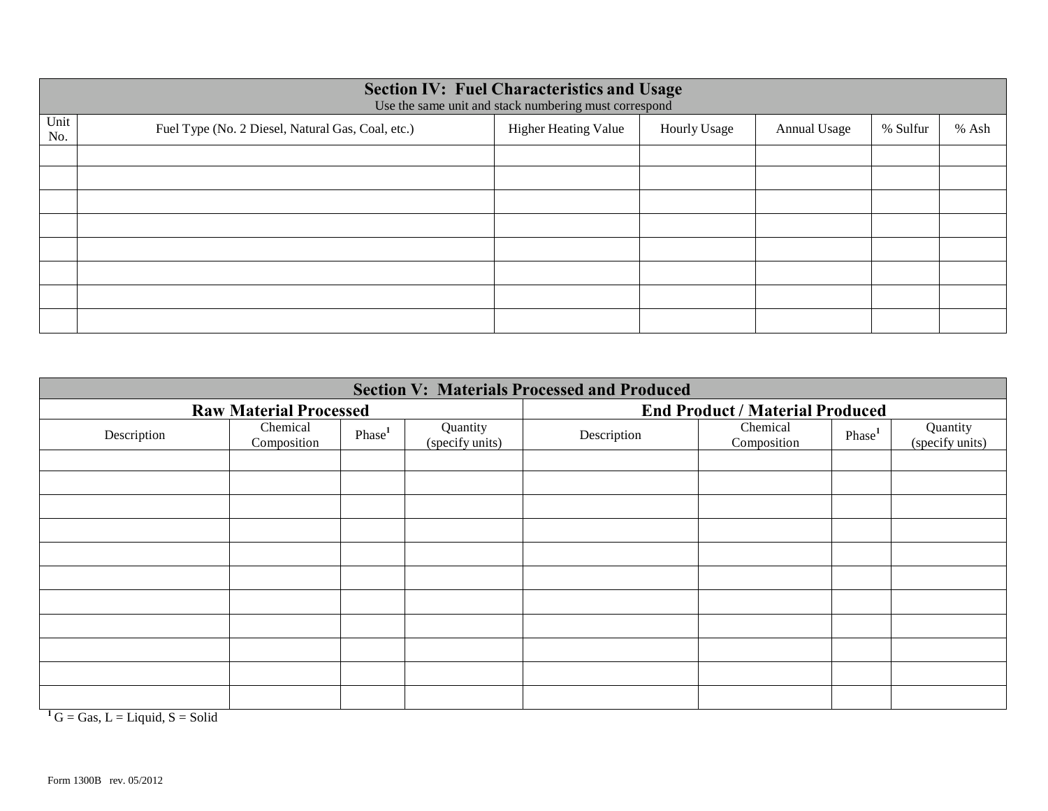## Section IV: Fuel Characteristics and Usage

Use the same unit and stack numbering must correspond

| Unit No. | Fuel Type (No. 2 Diesel, Natural Gas, Coal, etc.) | Higher Heating Value | Hourly Usage | Annual Usage | % Sulfur | % Ash |
|---|---|---|---|---|---|---|
| | | | | | | |
| | | | | | | |
| | | | | | | |
| | | | | | | |
| | | | | | | |
| | | | | | | |
| | | | | | | |
| | | | | | | |

## Section V: Materials Processed and Produced

| **Raw Material Processed** | | | | **End Product / Material Produced** | | | |
|---|---|---|---|---|---|---|---|
| Description | Chemical Composition | Phase[1] | Quantity (specify units) | Description | Chemical Composition | Phase[1] | Quantity (specify units) |
| | | | | | | | |
| | | | | | | | |
| | | | | | | | |
| | | | | | | | |
| | | | | | | | |
| | | | | | | | |
| | | | | | | | |
| | | | | | | | |
| | | | | | | | |
| | | | | | | | |
| | | | | | | | |

[1] G = Gas, L = Liquid, S = Solid

Form 1300B rev. 05/2012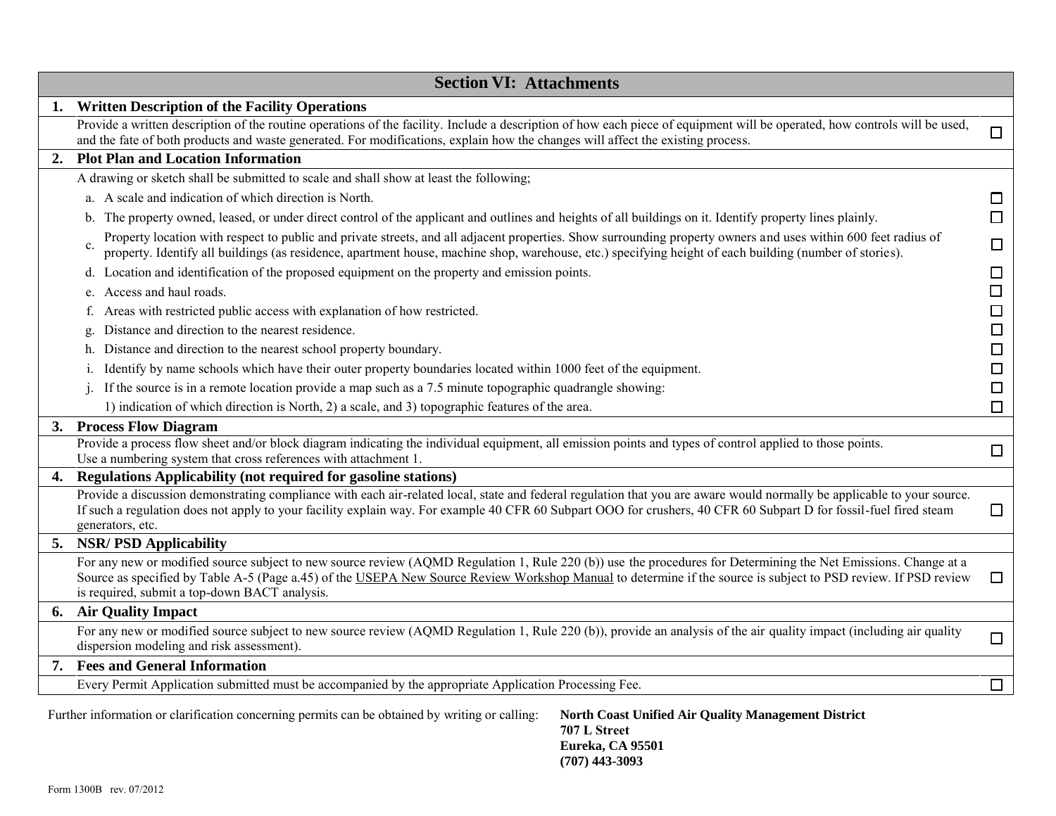| Section VI: Attachments | | |
|---|---|---|
| **1.** | **Written Description of the Facility Operations** | |
| | Provide a written description of the routine operations of the facility. Include a description of how each piece of equipment will be operated, how controls will be used, and the fate of both products and waste generated. For modifications, explain how the changes will affect the existing process. | ☐ |
| **2.** | **Plot Plan and Location Information** | |
| | A drawing or sketch shall be submitted to scale and shall show at least the following; | |
| | a. A scale and indication of which direction is North. | ☐ |
| | b. The property owned, leased, or under direct control of the applicant and outlines and heights of all buildings on it. Identify property lines plainly. | ☐ |
| | c. Property location with respect to public and private streets, and all adjacent properties. Show surrounding property owners and uses within 600 feet radius of property. Identify all buildings (as residence, apartment house, machine shop, warehouse, etc.) specifying height of each building (number of stories). | ☐ |
| | d. Location and identification of the proposed equipment on the property and emission points. | ☐ |
| | e. Access and haul roads. | ☐ |
| | f. Areas with restricted public access with explanation of how restricted. | ☐ |
| | g. Distance and direction to the nearest residence. | ☐ |
| | h. Distance and direction to the nearest school property boundary. | ☐ |
| | i. Identify by name schools which have their outer property boundaries located within 1000 feet of the equipment. | ☐ |
| | j. If the source is in a remote location provide a map such as a 7.5 minute topographic quadrangle showing: | ☐ |
| | 1) indication of which direction is North, 2) a scale, and 3) topographic features of the area. | ☐ |
| **3.** | **Process Flow Diagram** | |
| | Provide a process flow sheet and/or block diagram indicating the individual equipment, all emission points and types of control applied to those points. Use a numbering system that cross references with attachment 1. | ☐ |
| **4.** | **Regulations Applicability (not required for gasoline stations)** | |
| | Provide a discussion demonstrating compliance with each air-related local, state and federal regulation that you are aware would normally be applicable to your source. If such a regulation does not apply to your facility explain way. For example 40 CFR 60 Subpart OOO for crushers, 40 CFR 60 Subpart D for fossil-fuel fired steam generators, etc. | ☐ |
| **5.** | **NSR/ PSD Applicability** | |
| | For any new or modified source subject to new source review (AQMD Regulation 1, Rule 220 (b)) use the procedures for Determining the Net Emissions. Change at a Source as specified by Table A-5 (Page a.45) of the USEPA New Source Review Workshop Manual to determine if the source is subject to PSD review. If PSD review is required, submit a top-down BACT analysis. | ☐ |
| **6.** | **Air Quality Impact** | |
| | For any new or modified source subject to new source review (AQMD Regulation 1, Rule 220 (b)), provide an analysis of the air quality impact (including air quality dispersion modeling and risk assessment). | ☐ |
| **7.** | **Fees and General Information** | |
| | Every Permit Application submitted must be accompanied by the appropriate Application Processing Fee. | ☐ |

Further information or clarification concerning permits can be obtained by writing or calling:

**North Coast Unified Air Quality Management District**
**707 L Street**
**Eureka, CA 95501**
**(707) 443-3093**

Form 1300B rev. 07/2012